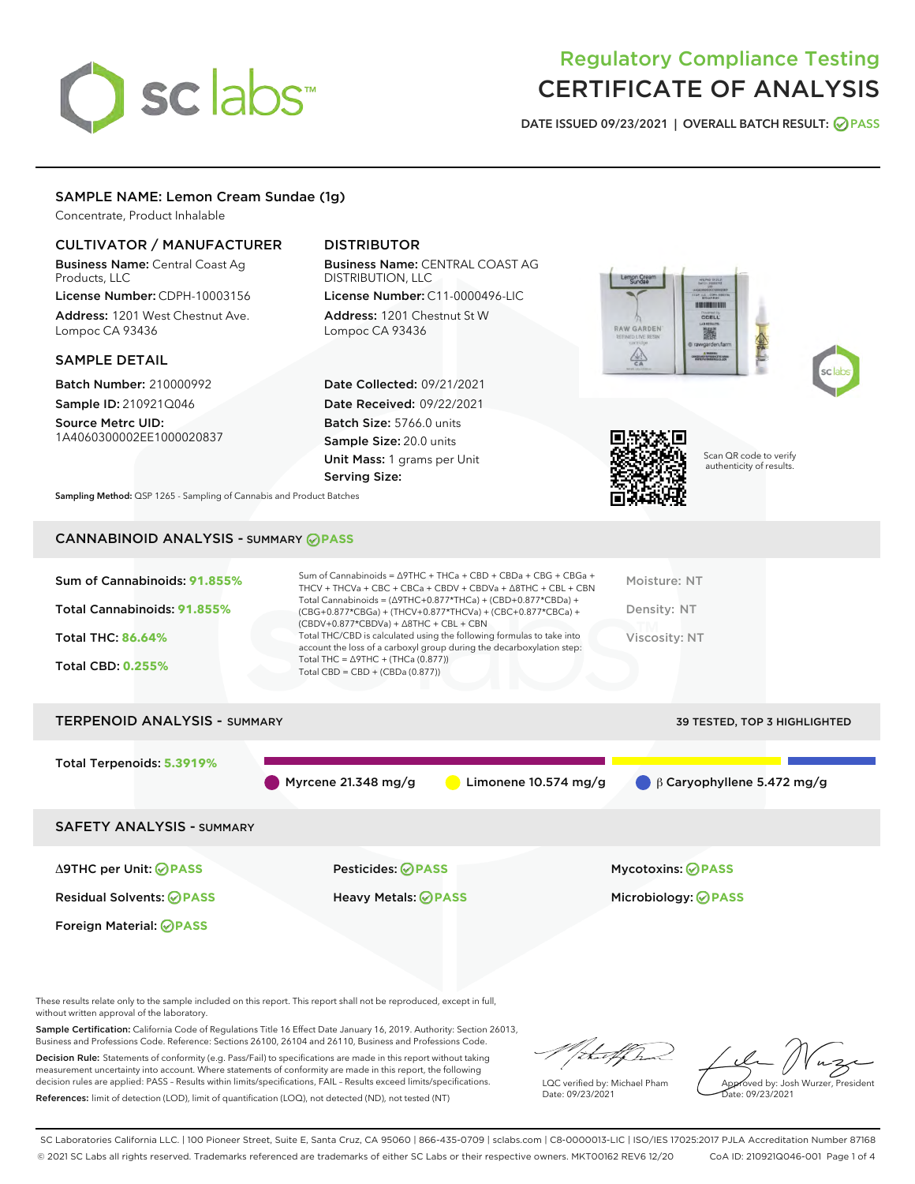# Regulatory Compliance Testing
# CERTIFICATE OF ANALYSIS

DATE ISSUED 09/23/2021 | OVERALL BATCH RESULT: PASS

## SAMPLE NAME: Lemon Cream Sundae (1g)

Concentrate, Product Inhalable

### CULTIVATOR / MANUFACTURER

**Business Name:** Central Coast Ag Products, LLC

**License Number:** CDPH-10003156

**Address:** 1201 West Chestnut Ave. Lompoc CA 93436

### DISTRIBUTOR

**Business Name:** CENTRAL COAST AG DISTRIBUTION, LLC

**License Number:** C11-0000496-LIC

**Address:** 1201 Chestnut St W Lompoc CA 93436

### SAMPLE DETAIL

**Batch Number:** 210000992

**Sample ID:** 210921Q046

**Source Metrc UID:** 1A4060300002EE1000020837

**Date Collected:** 09/21/2021

**Date Received:** 09/22/2021

**Batch Size:** 5766.0 units

**Sample Size:** 20.0 units

**Unit Mass:** 1 grams per Unit

**Serving Size:**

Scan QR code to verify authenticity of results.

**Sampling Method:** QSP 1265 - Sampling of Cannabis and Product Batches

## CANNABINOID ANALYSIS - SUMMARY PASS

**Sum of Cannabinoids:** 91.855%

**Total Cannabinoids:** 91.855%

**Total THC:** 86.64%

**Total CBD:** 0.255%

Sum of Cannabinoids = Δ9THC + THCa + CBD + CBDa + CBG + CBGa + THCV + THCVa + CBC + CBCa + CBDV + CBDVa + Δ8THC + CBL + CBN

Total Cannabinoids = (Δ9THC+0.877*THCa) + (CBD+0.877*CBDa) + (CBG+0.877*CBGa) + (THCV+0.877*THCVa) + (CBC+0.877*CBCa) + (CBDV+0.877*CBDVa) + Δ8THC + CBL + CBN

Total THC/CBD is calculated using the following formulas to take into account the loss of a carboxyl group during the decarboxylation step:

Total THC = Δ9THC + (THCa (0.877))

Total CBD = CBD + (CBDa (0.877))

Moisture: NT

Density: NT

Viscosity: NT

## TERPENOID ANALYSIS - SUMMARY

39 TESTED, TOP 3 HIGHLIGHTED

**Total Terpenoids:** 5.3919%

Myrcene 21.348 mg/g | Limonene 10.574 mg/g | β Caryophyllene 5.472 mg/g

## SAFETY ANALYSIS - SUMMARY

| | | |
|---|---|---|
| Δ9THC per Unit: PASS | Pesticides: PASS | Mycotoxins: PASS |
| Residual Solvents: PASS | Heavy Metals: PASS | Microbiology: PASS |
| Foreign Material: PASS | | |

These results relate only to the sample included on this report. This report shall not be reproduced, except in full, without written approval of the laboratory.

**Sample Certification:** California Code of Regulations Title 16 Effect Date January 16, 2019. Authority: Section 26013, Business and Professions Code. Reference: Sections 26100, 26104 and 26110, Business and Professions Code.

**Decision Rule:** Statements of conformity (e.g. Pass/Fail) to specifications are made in this report without taking measurement uncertainty into account. Where statements of conformity are made in this report, the following decision rules are applied: PASS – Results within limits/specifications, FAIL – Results exceed limits/specifications.

**References:** limit of detection (LOD), limit of quantification (LOQ), not detected (ND), not tested (NT)

LQC verified by: Michael Pham
Date: 09/23/2021

Approved by: Josh Wurzer, President
Date: 09/23/2021

SC Laboratories California LLC. | 100 Pioneer Street, Suite E, Santa Cruz, CA 95060 | 866-435-0709 | sclabs.com | C8-0000013-LIC | ISO/IES 17025:2017 PJLA Accreditation Number 87168
© 2021 SC Labs all rights reserved. Trademarks referenced are trademarks of either SC Labs or their respective owners. MKT00162 REV6 12/20 CoA ID: 210921Q046-001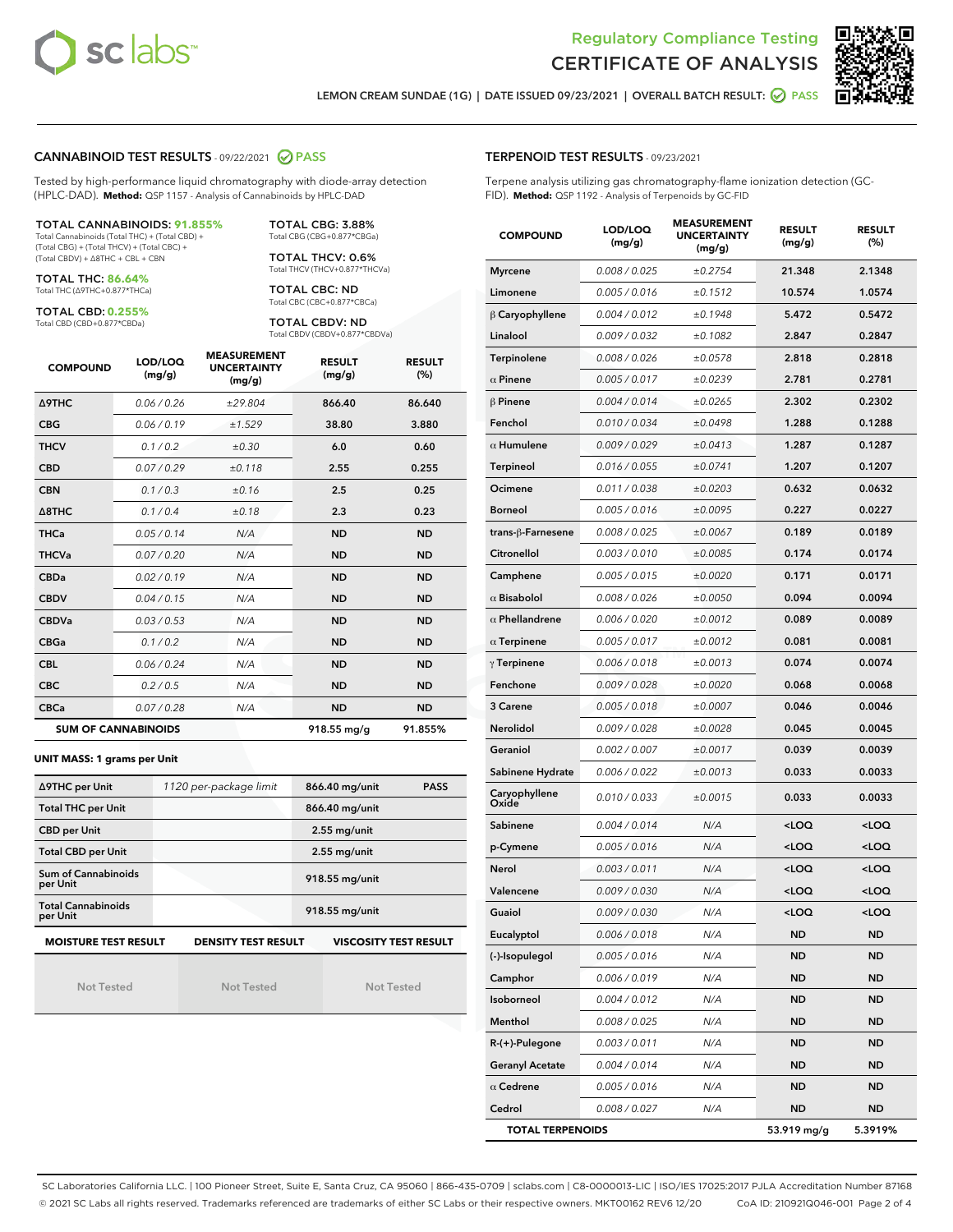# Regulatory Compliance Testing
# CERTIFICATE OF ANALYSIS

LEMON CREAM SUNDAE (1G) | DATE ISSUED 09/23/2021 | OVERALL BATCH RESULT: PASS

## CANNABINOID TEST RESULTS - 09/22/2021 PASS

Tested by high-performance liquid chromatography with diode-array detection (HPLC-DAD). **Method:** QSP 1157 - Analysis of Cannabinoids by HPLC-DAD

**TOTAL CANNABINOIDS: 91.855%**
Total Cannabinoids (Total THC) + (Total CBD) + (Total CBG) + (Total THCV) + (Total CBC) + (Total CBDV) + Δ8THC + CBL + CBN

**TOTAL THC: 86.64%**
Total THC (Δ9THC+0.877*THCa)

**TOTAL CBD: 0.255%**
Total CBD (CBD+0.877*CBDa)

**TOTAL CBG: 3.88%**
Total CBG (CBG+0.877*CBGa)

**TOTAL THCV: 0.6%**
Total THCV (THCV+0.877*THCVa)

**TOTAL CBC: ND**
Total CBC (CBC+0.877*CBCa)

**TOTAL CBDV: ND**
Total CBDV (CBDV+0.877*CBDVa)

| COMPOUND | LOD/LOQ (mg/g) | MEASUREMENT UNCERTAINTY (mg/g) | RESULT (mg/g) | RESULT (%) |
|---|---|---|---|---|
| Δ9THC | 0.06 / 0.26 | ±29.804 | 866.40 | 86.640 |
| CBG | 0.06 / 0.19 | ±1.529 | 38.80 | 3.880 |
| THCV | 0.1 / 0.2 | ±0.30 | 6.0 | 0.60 |
| CBD | 0.07 / 0.29 | ±0.118 | 2.55 | 0.255 |
| CBN | 0.1 / 0.3 | ±0.16 | 2.5 | 0.25 |
| Δ8THC | 0.1 / 0.4 | ±0.18 | 2.3 | 0.23 |
| THCa | 0.05 / 0.14 | N/A | ND | ND |
| THCVa | 0.07 / 0.20 | N/A | ND | ND |
| CBDa | 0.02 / 0.19 | N/A | ND | ND |
| CBDV | 0.04 / 0.15 | N/A | ND | ND |
| CBDVa | 0.03 / 0.53 | N/A | ND | ND |
| CBGa | 0.1 / 0.2 | N/A | ND | ND |
| CBL | 0.06 / 0.24 | N/A | ND | ND |
| CBC | 0.2 / 0.5 | N/A | ND | ND |
| CBCa | 0.07 / 0.28 | N/A | ND | ND |
| **SUM OF CANNABINOIDS** | | | 918.55 mg/g | 91.855% |

**UNIT MASS: 1 grams per Unit**

| | | | |
|---|---|---|---|
| Δ9THC per Unit | 1120 per-package limit | 866.40 mg/unit | PASS |
| Total THC per Unit | | 866.40 mg/unit | |
| CBD per Unit | | 2.55 mg/unit | |
| Total CBD per Unit | | 2.55 mg/unit | |
| Sum of Cannabinoids per Unit | | 918.55 mg/unit | |
| Total Cannabinoids per Unit | | 918.55 mg/unit | |

| MOISTURE TEST RESULT | DENSITY TEST RESULT | VISCOSITY TEST RESULT |
|---|---|---|
| Not Tested | Not Tested | Not Tested |

## TERPENOID TEST RESULTS - 09/23/2021

Terpene analysis utilizing gas chromatography-flame ionization detection (GC-FID). **Method:** QSP 1192 - Analysis of Terpenoids by GC-FID

| COMPOUND | LOD/LOQ (mg/g) | MEASUREMENT UNCERTAINTY (mg/g) | RESULT (mg/g) | RESULT (%) |
|---|---|---|---|---|
| Myrcene | 0.008 / 0.025 | ±0.2754 | 21.348 | 2.1348 |
| Limonene | 0.005 / 0.016 | ±0.1512 | 10.574 | 1.0574 |
| β Caryophyllene | 0.004 / 0.012 | ±0.1948 | 5.472 | 0.5472 |
| Linalool | 0.009 / 0.032 | ±0.1082 | 2.847 | 0.2847 |
| Terpinolene | 0.008 / 0.026 | ±0.0578 | 2.818 | 0.2818 |
| α Pinene | 0.005 / 0.017 | ±0.0239 | 2.781 | 0.2781 |
| β Pinene | 0.004 / 0.014 | ±0.0265 | 2.302 | 0.2302 |
| Fenchol | 0.010 / 0.034 | ±0.0498 | 1.288 | 0.1288 |
| α Humulene | 0.009 / 0.029 | ±0.0413 | 1.287 | 0.1287 |
| Terpineol | 0.016 / 0.055 | ±0.0741 | 1.207 | 0.1207 |
| Ocimene | 0.011 / 0.038 | ±0.0203 | 0.632 | 0.0632 |
| Borneol | 0.005 / 0.016 | ±0.0095 | 0.227 | 0.0227 |
| trans-β-Farnesene | 0.008 / 0.025 | ±0.0067 | 0.189 | 0.0189 |
| Citronellol | 0.003 / 0.010 | ±0.0085 | 0.174 | 0.0174 |
| Camphene | 0.005 / 0.015 | ±0.0020 | 0.171 | 0.0171 |
| α Bisabolol | 0.008 / 0.026 | ±0.0050 | 0.094 | 0.0094 |
| α Phellandrene | 0.006 / 0.020 | ±0.0012 | 0.089 | 0.0089 |
| α Terpinene | 0.005 / 0.017 | ±0.0012 | 0.081 | 0.0081 |
| γ Terpinene | 0.006 / 0.018 | ±0.0013 | 0.074 | 0.0074 |
| Fenchone | 0.009 / 0.028 | ±0.0020 | 0.068 | 0.0068 |
| 3 Carene | 0.005 / 0.018 | ±0.0007 | 0.046 | 0.0046 |
| Nerolidol | 0.009 / 0.028 | ±0.0028 | 0.045 | 0.0045 |
| Geraniol | 0.002 / 0.007 | ±0.0017 | 0.039 | 0.0039 |
| Sabinene Hydrate | 0.006 / 0.022 | ±0.0013 | 0.033 | 0.0033 |
| Caryophyllene Oxide | 0.010 / 0.033 | ±0.0015 | 0.033 | 0.0033 |
| Sabinene | 0.004 / 0.014 | N/A | <LOQ | <LOQ |
| p-Cymene | 0.005 / 0.016 | N/A | <LOQ | <LOQ |
| Nerol | 0.003 / 0.011 | N/A | <LOQ | <LOQ |
| Valencene | 0.009 / 0.030 | N/A | <LOQ | <LOQ |
| Guaiol | 0.009 / 0.030 | N/A | <LOQ | <LOQ |
| Eucalyptol | 0.006 / 0.018 | N/A | ND | ND |
| (-)-Isopulegol | 0.005 / 0.016 | N/A | ND | ND |
| Camphor | 0.006 / 0.019 | N/A | ND | ND |
| Isoborneol | 0.004 / 0.012 | N/A | ND | ND |
| Menthol | 0.008 / 0.025 | N/A | ND | ND |
| R-(+)-Pulegone | 0.003 / 0.011 | N/A | ND | ND |
| Geranyl Acetate | 0.004 / 0.014 | N/A | ND | ND |
| α Cedrene | 0.005 / 0.016 | N/A | ND | ND |
| Cedrol | 0.008 / 0.027 | N/A | ND | ND |
| **TOTAL TERPENOIDS** | | | 53.919 mg/g | 5.3919% |

SC Laboratories California LLC. | 100 Pioneer Street, Suite E, Santa Cruz, CA 95060 | 866-435-0709 | sclabs.com | C8-0000013-LIC | ISO/IES 17025:2017 PJLA Accreditation Number 87168
© 2021 SC Labs all rights reserved. Trademarks referenced are trademarks of either SC Labs or their respective owners. MKT00162 REV6 12/20 CoA ID: 210921Q046-001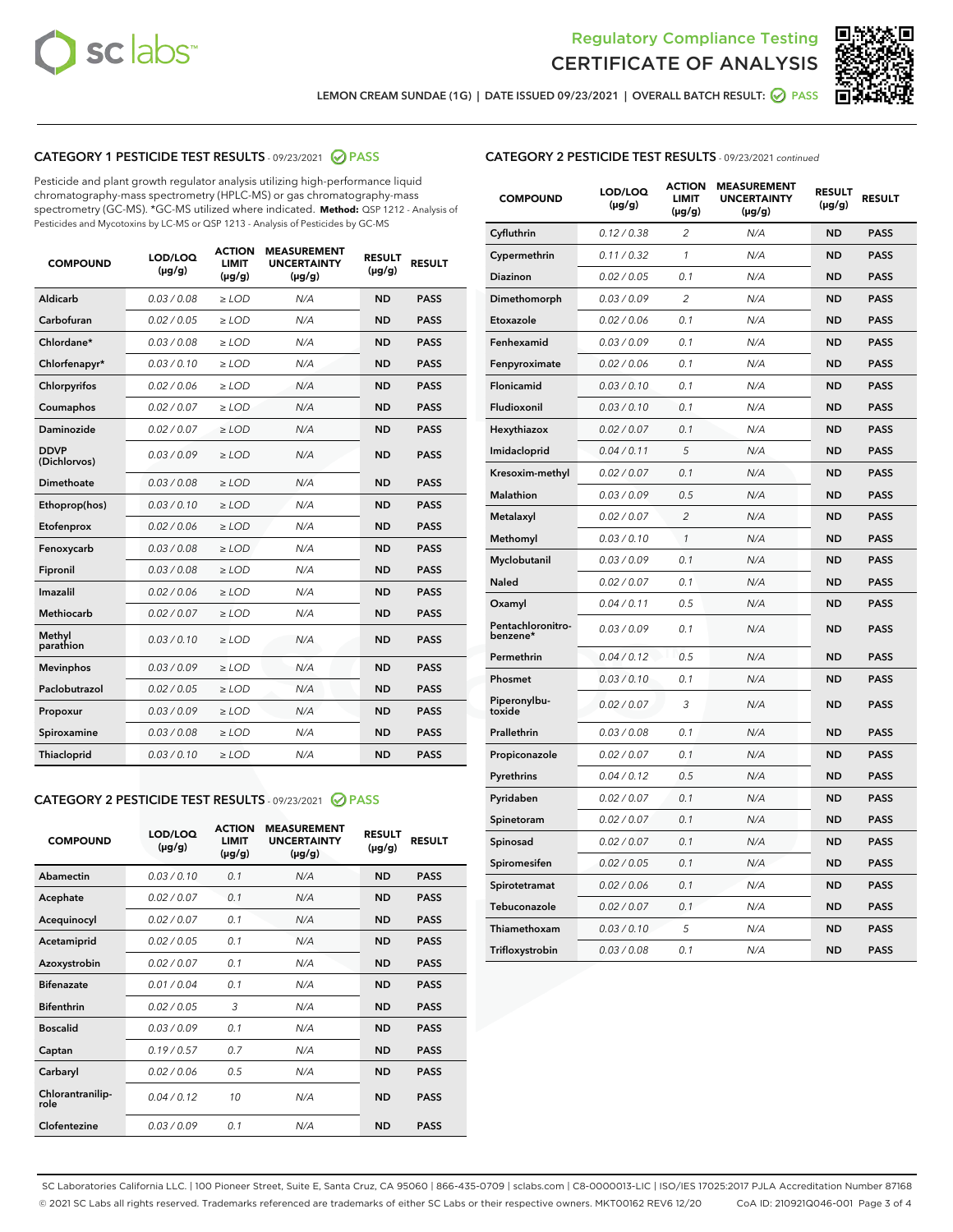Regulatory Compliance Testing

# CERTIFICATE OF ANALYSIS

LEMON CREAM SUNDAE (1G) | DATE ISSUED 09/23/2021 | OVERALL BATCH RESULT: PASS

## CATEGORY 1 PESTICIDE TEST RESULTS - 09/23/2021 PASS

Pesticide and plant growth regulator analysis utilizing high-performance liquid chromatography-mass spectrometry (HPLC-MS) or gas chromatography-mass spectrometry (GC-MS). *GC-MS utilized where indicated. **Method:** QSP 1212 - Analysis of Pesticides and Mycotoxins by LC-MS or QSP 1213 - Analysis of Pesticides by GC-MS

| COMPOUND | LOD/LOQ (µg/g) | ACTION LIMIT (µg/g) | MEASUREMENT UNCERTAINTY (µg/g) | RESULT (µg/g) | RESULT |
|---|---|---|---|---|---|
| Aldicarb | 0.03 / 0.08 | ≥ LOD | N/A | ND | PASS |
| Carbofuran | 0.02 / 0.05 | ≥ LOD | N/A | ND | PASS |
| Chlordane* | 0.03 / 0.08 | ≥ LOD | N/A | ND | PASS |
| Chlorfenapyr* | 0.03 / 0.10 | ≥ LOD | N/A | ND | PASS |
| Chlorpyrifos | 0.02 / 0.06 | ≥ LOD | N/A | ND | PASS |
| Coumaphos | 0.02 / 0.07 | ≥ LOD | N/A | ND | PASS |
| Daminozide | 0.02 / 0.07 | ≥ LOD | N/A | ND | PASS |
| DDVP (Dichlorvos) | 0.03 / 0.09 | ≥ LOD | N/A | ND | PASS |
| Dimethoate | 0.03 / 0.08 | ≥ LOD | N/A | ND | PASS |
| Ethoprop(hos) | 0.03 / 0.10 | ≥ LOD | N/A | ND | PASS |
| Etofenprox | 0.02 / 0.06 | ≥ LOD | N/A | ND | PASS |
| Fenoxycarb | 0.03 / 0.08 | ≥ LOD | N/A | ND | PASS |
| Fipronil | 0.03 / 0.08 | ≥ LOD | N/A | ND | PASS |
| Imazalil | 0.02 / 0.06 | ≥ LOD | N/A | ND | PASS |
| Methiocarb | 0.02 / 0.07 | ≥ LOD | N/A | ND | PASS |
| Methyl parathion | 0.03 / 0.10 | ≥ LOD | N/A | ND | PASS |
| Mevinphos | 0.03 / 0.09 | ≥ LOD | N/A | ND | PASS |
| Paclobutrazol | 0.02 / 0.05 | ≥ LOD | N/A | ND | PASS |
| Propoxur | 0.03 / 0.09 | ≥ LOD | N/A | ND | PASS |
| Spiroxamine | 0.03 / 0.08 | ≥ LOD | N/A | ND | PASS |
| Thiacloprid | 0.03 / 0.10 | ≥ LOD | N/A | ND | PASS |

## CATEGORY 2 PESTICIDE TEST RESULTS - 09/23/2021 PASS

| COMPOUND | LOD/LOQ (µg/g) | ACTION LIMIT (µg/g) | MEASUREMENT UNCERTAINTY (µg/g) | RESULT (µg/g) | RESULT |
|---|---|---|---|---|---|
| Abamectin | 0.03 / 0.10 | 0.1 | N/A | ND | PASS |
| Acephate | 0.02 / 0.07 | 0.1 | N/A | ND | PASS |
| Acequinocyl | 0.02 / 0.07 | 0.1 | N/A | ND | PASS |
| Acetamiprid | 0.02 / 0.05 | 0.1 | N/A | ND | PASS |
| Azoxystrobin | 0.02 / 0.07 | 0.1 | N/A | ND | PASS |
| Bifenazate | 0.01 / 0.04 | 0.1 | N/A | ND | PASS |
| Bifenthrin | 0.02 / 0.05 | 3 | N/A | ND | PASS |
| Boscalid | 0.03 / 0.09 | 0.1 | N/A | ND | PASS |
| Captan | 0.19 / 0.57 | 0.7 | N/A | ND | PASS |
| Carbaryl | 0.02 / 0.06 | 0.5 | N/A | ND | PASS |
| Chlorantraniliprole | 0.04 / 0.12 | 10 | N/A | ND | PASS |
| Clofentezine | 0.03 / 0.09 | 0.1 | N/A | ND | PASS |
| Cyfluthrin | 0.12 / 0.38 | 2 | N/A | ND | PASS |
| Cypermethrin | 0.11 / 0.32 | 1 | N/A | ND | PASS |
| Diazinon | 0.02 / 0.05 | 0.1 | N/A | ND | PASS |
| Dimethomorph | 0.03 / 0.09 | 2 | N/A | ND | PASS |
| Etoxazole | 0.02 / 0.06 | 0.1 | N/A | ND | PASS |
| Fenhexamid | 0.03 / 0.09 | 0.1 | N/A | ND | PASS |
| Fenpyroximate | 0.02 / 0.06 | 0.1 | N/A | ND | PASS |
| Flonicamid | 0.03 / 0.10 | 0.1 | N/A | ND | PASS |
| Fludioxonil | 0.03 / 0.10 | 0.1 | N/A | ND | PASS |
| Hexythiazox | 0.02 / 0.07 | 0.1 | N/A | ND | PASS |
| Imidacloprid | 0.04 / 0.11 | 5 | N/A | ND | PASS |
| Kresoxim-methyl | 0.02 / 0.07 | 0.1 | N/A | ND | PASS |
| Malathion | 0.03 / 0.09 | 0.5 | N/A | ND | PASS |
| Metalaxyl | 0.02 / 0.07 | 2 | N/A | ND | PASS |
| Methomyl | 0.03 / 0.10 | 1 | N/A | ND | PASS |
| Myclobutanil | 0.03 / 0.09 | 0.1 | N/A | ND | PASS |
| Naled | 0.02 / 0.07 | 0.1 | N/A | ND | PASS |
| Oxamyl | 0.04 / 0.11 | 0.5 | N/A | ND | PASS |
| Pentachloronitrobenzene* | 0.03 / 0.09 | 0.1 | N/A | ND | PASS |
| Permethrin | 0.04 / 0.12 | 0.5 | N/A | ND | PASS |
| Phosmet | 0.03 / 0.10 | 0.1 | N/A | ND | PASS |
| Piperonylbutoxide | 0.02 / 0.07 | 3 | N/A | ND | PASS |
| Prallethrin | 0.03 / 0.08 | 0.1 | N/A | ND | PASS |
| Propiconazole | 0.02 / 0.07 | 0.1 | N/A | ND | PASS |
| Pyrethrins | 0.04 / 0.12 | 0.5 | N/A | ND | PASS |
| Pyridaben | 0.02 / 0.07 | 0.1 | N/A | ND | PASS |
| Spinetoram | 0.02 / 0.07 | 0.1 | N/A | ND | PASS |
| Spinosad | 0.02 / 0.07 | 0.1 | N/A | ND | PASS |
| Spiromesifen | 0.02 / 0.05 | 0.1 | N/A | ND | PASS |
| Spirotetramat | 0.02 / 0.06 | 0.1 | N/A | ND | PASS |
| Tebuconazole | 0.02 / 0.07 | 0.1 | N/A | ND | PASS |
| Thiamethoxam | 0.03 / 0.10 | 5 | N/A | ND | PASS |
| Trifloxystrobin | 0.03 / 0.08 | 0.1 | N/A | ND | PASS |

SC Laboratories California LLC. | 100 Pioneer Street, Suite E, Santa Cruz, CA 95060 | 866-435-0709 | sclabs.com | C8-0000013-LIC | ISO/IES 17025:2017 PJLA Accreditation Number 87168
© 2021 SC Labs all rights reserved. Trademarks referenced are trademarks of either SC Labs or their respective owners. MKT00162 REV6 12/20 CoA ID: 210921Q046-001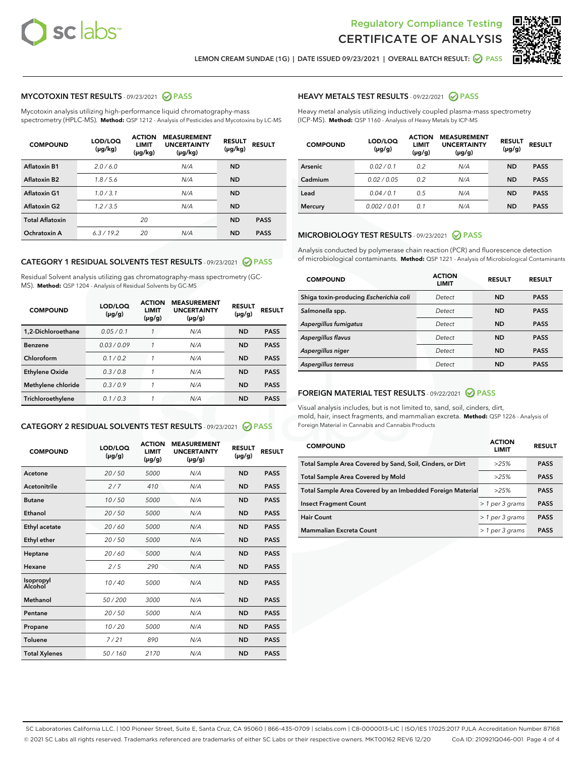Regulatory Compliance Testing
CERTIFICATE OF ANALYSIS

LEMON CREAM SUNDAE (1G) | DATE ISSUED 09/23/2021 | OVERALL BATCH RESULT: PASS

## MYCOTOXIN TEST RESULTS - 09/23/2021 PASS

Mycotoxin analysis utilizing high-performance liquid chromatography-mass spectrometry (HPLC-MS). **Method:** QSP 1212 - Analysis of Pesticides and Mycotoxins by LC-MS

| COMPOUND | LOD/LOQ (μg/kg) | ACTION LIMIT (μg/kg) | MEASUREMENT UNCERTAINTY (μg/kg) | RESULT (μg/kg) | RESULT |
|---|---|---|---|---|---|
| Aflatoxin B1 | 2.0 / 6.0 | | N/A | ND | |
| Aflatoxin B2 | 1.8 / 5.6 | | N/A | ND | |
| Aflatoxin G1 | 1.0 / 3.1 | | N/A | ND | |
| Aflatoxin G2 | 1.2 / 3.5 | | N/A | ND | |
| Total Aflatoxin | | 20 | | ND | PASS |
| Ochratoxin A | 6.3 / 19.2 | 20 | N/A | ND | PASS |

## CATEGORY 1 RESIDUAL SOLVENTS TEST RESULTS - 09/23/2021 PASS

Residual Solvent analysis utilizing gas chromatography-mass spectrometry (GC-MS). **Method:** QSP 1204 - Analysis of Residual Solvents by GC-MS

| COMPOUND | LOD/LOQ (μg/g) | ACTION LIMIT (μg/g) | MEASUREMENT UNCERTAINTY (μg/g) | RESULT (μg/g) | RESULT |
|---|---|---|---|---|---|
| 1,2-Dichloroethane | 0.05 / 0.1 | 1 | N/A | ND | PASS |
| Benzene | 0.03 / 0.09 | 1 | N/A | ND | PASS |
| Chloroform | 0.1 / 0.2 | 1 | N/A | ND | PASS |
| Ethylene Oxide | 0.3 / 0.8 | 1 | N/A | ND | PASS |
| Methylene chloride | 0.3 / 0.9 | 1 | N/A | ND | PASS |
| Trichloroethylene | 0.1 / 0.3 | 1 | N/A | ND | PASS |

## CATEGORY 2 RESIDUAL SOLVENTS TEST RESULTS - 09/23/2021 PASS

| COMPOUND | LOD/LOQ (μg/g) | ACTION LIMIT (μg/g) | MEASUREMENT UNCERTAINTY (μg/g) | RESULT (μg/g) | RESULT |
|---|---|---|---|---|---|
| Acetone | 20 / 50 | 5000 | N/A | ND | PASS |
| Acetonitrile | 2 / 7 | 410 | N/A | ND | PASS |
| Butane | 10 / 50 | 5000 | N/A | ND | PASS |
| Ethanol | 20 / 50 | 5000 | N/A | ND | PASS |
| Ethyl acetate | 20 / 60 | 5000 | N/A | ND | PASS |
| Ethyl ether | 20 / 50 | 5000 | N/A | ND | PASS |
| Heptane | 20 / 60 | 5000 | N/A | ND | PASS |
| Hexane | 2 / 5 | 290 | N/A | ND | PASS |
| Isopropyl Alcohol | 10 / 40 | 5000 | N/A | ND | PASS |
| Methanol | 50 / 200 | 3000 | N/A | ND | PASS |
| Pentane | 20 / 50 | 5000 | N/A | ND | PASS |
| Propane | 10 / 20 | 5000 | N/A | ND | PASS |
| Toluene | 7 / 21 | 890 | N/A | ND | PASS |
| Total Xylenes | 50 / 160 | 2170 | N/A | ND | PASS |

## HEAVY METALS TEST RESULTS - 09/22/2021 PASS

Heavy metal analysis utilizing inductively coupled plasma-mass spectrometry (ICP-MS). **Method:** QSP 1160 - Analysis of Heavy Metals by ICP-MS

| COMPOUND | LOD/LOQ (μg/g) | ACTION LIMIT (μg/g) | MEASUREMENT UNCERTAINTY (μg/g) | RESULT (μg/g) | RESULT |
|---|---|---|---|---|---|
| Arsenic | 0.02 / 0.1 | 0.2 | N/A | ND | PASS |
| Cadmium | 0.02 / 0.05 | 0.2 | N/A | ND | PASS |
| Lead | 0.04 / 0.1 | 0.5 | N/A | ND | PASS |
| Mercury | 0.002 / 0.01 | 0.1 | N/A | ND | PASS |

## MICROBIOLOGY TEST RESULTS - 09/23/2021 PASS

Analysis conducted by polymerase chain reaction (PCR) and fluorescence detection of microbiological contaminants. **Method:** QSP 1221 - Analysis of Microbiological Contaminants

| COMPOUND | ACTION LIMIT | RESULT | RESULT |
|---|---|---|---|
| Shiga toxin-producing *Escherichia coli* | Detect | ND | PASS |
| *Salmonella* spp. | Detect | ND | PASS |
| *Aspergillus fumigatus* | Detect | ND | PASS |
| *Aspergillus flavus* | Detect | ND | PASS |
| *Aspergillus niger* | Detect | ND | PASS |
| *Aspergillus terreus* | Detect | ND | PASS |

## FOREIGN MATERIAL TEST RESULTS - 09/22/2021 PASS

Visual analysis includes, but is not limited to, sand, soil, cinders, dirt, mold, hair, insect fragments, and mammalian excreta. **Method:** QSP 1226 - Analysis of Foreign Material in Cannabis and Cannabis Products

| COMPOUND | ACTION LIMIT | RESULT |
|---|---|---|
| Total Sample Area Covered by Sand, Soil, Cinders, or Dirt | >25% | PASS |
| Total Sample Area Covered by Mold | >25% | PASS |
| Total Sample Area Covered by an Imbedded Foreign Material | >25% | PASS |
| Insect Fragment Count | > 1 per 3 grams | PASS |
| Hair Count | > 1 per 3 grams | PASS |
| Mammalian Excreta Count | > 1 per 3 grams | PASS |

SC Laboratories California LLC. | 100 Pioneer Street, Suite E, Santa Cruz, CA 95060 | 866-435-0709 | sclabs.com | C8-0000013-LIC | ISO/IES 17025:2017 PJLA Accreditation Number 87168
© 2021 SC Labs all rights reserved. Trademarks referenced are trademarks of either SC Labs or their respective owners. MKT00162 REV6 12/20 CoA ID: 210921Q046-001